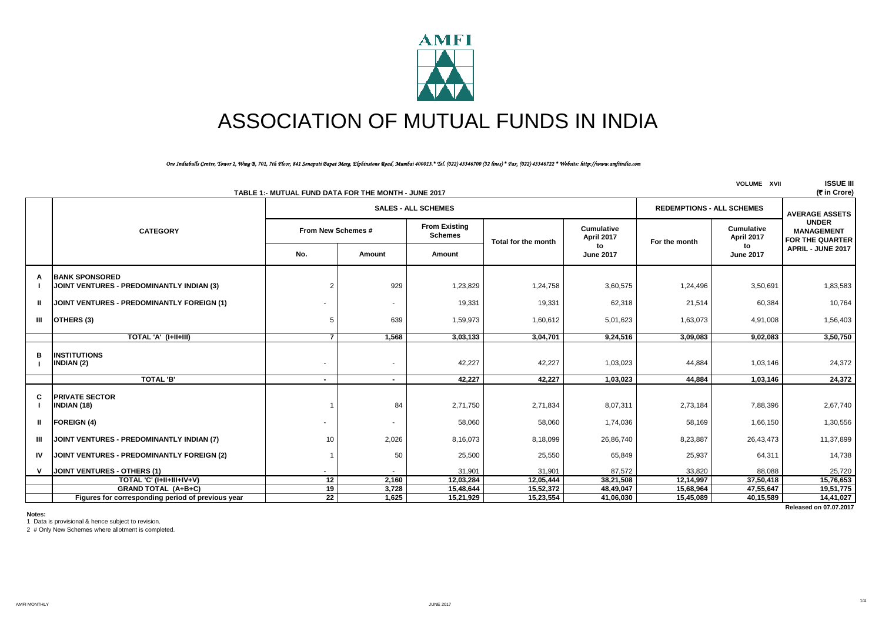# ASSOCIATION OF MUTUAL FUNDS IN INDIA

*One Indiabulls Centre, Tower 2, Wing B, 701, 7th Floor, 841 Senapati Bapat Marg, Elphinstone Road, Mumbai 400013.\* Tel. (022) 43346700 (32 lines) \* Fax. (022) 43346722 \* Website: http://www.amfiindia.com*

VOLUME XVII ISSUE III

**TABLE 1:- MUTUAL FUND DATA FOR THE MONTH - JUNE 2017**

(₹ in Crore)

| | CATEGORY | SALES - ALL SCHEMES | | | | | REDEMPTIONS - ALL SCHEMES | | AVERAGE ASSETS UNDER MANAGEMENT FOR THE QUARTER APRIL - JUNE 2017 |
|---|---|---|---|---|---|---|---|---|---|
| | | From New Schemes # | | From Existing Schemes | Total for the month | Cumulative April 2017 to June 2017 | For the month | Cumulative April 2017 to June 2017 | |
| | | No. | Amount | Amount | | | | | |
| **A** | **BANK SPONSORED** | | | | | | | | |
| I | JOINT VENTURES - PREDOMINANTLY INDIAN (3) | 2 | 929 | 1,23,829 | 1,24,758 | 3,60,575 | 1,24,496 | 3,50,691 | 1,83,583 |
| II | JOINT VENTURES - PREDOMINANTLY FOREIGN (1) | - | - | 19,331 | 19,331 | 62,318 | 21,514 | 60,384 | 10,764 |
| III | OTHERS (3) | 5 | 639 | 1,59,973 | 1,60,612 | 5,01,623 | 1,63,073 | 4,91,008 | 1,56,403 |
| | TOTAL 'A' (I+II+III) | 7 | 1,568 | 3,03,133 | 3,04,701 | 9,24,516 | 3,09,083 | 9,02,083 | 3,50,750 |
| **B** | **INSTITUTIONS** | | | | | | | | |
| I | INDIAN (2) | - | - | 42,227 | 42,227 | 1,03,023 | 44,884 | 1,03,146 | 24,372 |
| | TOTAL 'B' | - | - | 42,227 | 42,227 | 1,03,023 | 44,884 | 1,03,146 | 24,372 |
| **C** | **PRIVATE SECTOR** | | | | | | | | |
| I | INDIAN (18) | 1 | 84 | 2,71,750 | 2,71,834 | 8,07,311 | 2,73,184 | 7,88,396 | 2,67,740 |
| II | FOREIGN (4) | - | - | 58,060 | 58,060 | 1,74,036 | 58,169 | 1,66,150 | 1,30,556 |
| III | JOINT VENTURES - PREDOMINANTLY INDIAN (7) | 10 | 2,026 | 8,16,073 | 8,18,099 | 26,86,740 | 8,23,887 | 26,43,473 | 11,37,899 |
| IV | JOINT VENTURES - PREDOMINANTLY FOREIGN (2) | 1 | 50 | 25,500 | 25,550 | 65,849 | 25,937 | 64,311 | 14,738 |
| V | JOINT VENTURES - OTHERS (1) | - | - | 31,901 | 31,901 | 87,572 | 33,820 | 88,088 | 25,720 |
| | TOTAL 'C' (I+II+III+IV+V) | 12 | 2,160 | 12,03,284 | 12,05,444 | 38,21,508 | 12,14,997 | 37,50,418 | 15,76,653 |
| | GRAND TOTAL (A+B+C) | 19 | 3,728 | 15,48,644 | 15,52,372 | 48,49,047 | 15,68,964 | 47,55,647 | 19,51,775 |
| | Figures for corresponding period of previous year | 22 | 1,625 | 15,21,929 | 15,23,554 | 41,06,030 | 15,45,089 | 40,15,589 | 14,41,027 |

Released on 07.07.2017

**Notes:**

1 Data is provisional & hence subject to revision.

2 # Only New Schemes where allotment is completed.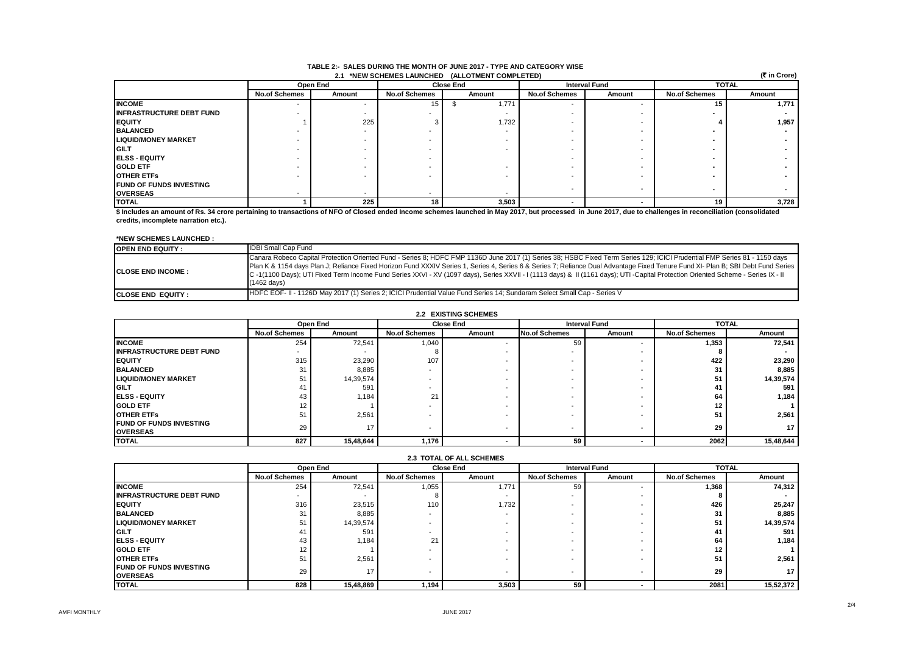# TABLE 2:- SALES DURING THE MONTH OF JUNE 2017 - TYPE AND CATEGORY WISE

## 2.1 *NEW SCHEMES LAUNCHED (ALLOTMENT COMPLETED)

(₹ in Crore)

| | Open End | | Close End | | Interval Fund | | TOTAL | |
|---|---|---|---|---|---|---|---|---|
| | No.of Schemes | Amount | No.of Schemes | Amount | No.of Schemes | Amount | No.of Schemes | Amount |
| **INCOME** | - | - | 15 | $ 1,771 | - | - | 15 | 1,771 |
| **INFRASTRUCTURE DEBT FUND** | - | - | - | - | - | - | - | - |
| **EQUITY** | 1 | 225 | 3 | 1,732 | - | - | 4 | 1,957 |
| **BALANCED** | - | - | - | - | - | - | - | - |
| **LIQUID/MONEY MARKET** | - | - | - | - | - | - | - | - |
| **GILT** | - | - | - | - | - | - | - | - |
| **ELSS - EQUITY** | - | - | - | - | - | - | - | - |
| **GOLD ETF** | - | - | - | - | - | - | - | - |
| **OTHER ETFs** | - | - | - | - | - | - | - | - |
| **FUND OF FUNDS INVESTING OVERSEAS** | - | - | - | - | - | - | - | - |
| **TOTAL** | 1 | 225 | 18 | 3,503 | - | - | 19 | 3,728 |

**$ Includes an amount of Rs. 34 crore pertaining to transactions of NFO of Closed ended Income schemes launched in May 2017, but processed in June 2017, due to challenges in reconciliation (consolidated credits, incomplete narration etc.).**

**\*NEW SCHEMES LAUNCHED :**

| | |
|---|---|
| **OPEN END EQUITY :** | IDBI Small Cap Fund |
| **CLOSE END INCOME :** | Canara Robeco Capital Protection Oriented Fund - Series 8; HDFC FMP 1136D June 2017 (1) Series 38; HSBC Fixed Term Series 129; ICICI Prudential FMP Series 81 - 1150 days Plan K & 1154 days Plan J; Reliance Fixed Horizon Fund XXXIV Series 1, Series 4, Series 6 & Series 7; Reliance Dual Advantage Fixed Tenure Fund XI- Plan B; SBI Debt Fund Series C -1(1100 Days); UTI Fixed Term Income Fund Series XXVI - XV (1097 days), Series XXVII - I (1113 days) & II (1161 days); UTI -Capital Protection Oriented Scheme - Series IX - II (1462 days) |
| **CLOSE END EQUITY :** | HDFC EOF- II - 1126D May 2017 (1) Series 2; ICICI Prudential Value Fund Series 14; Sundaram Select Small Cap - Series V |

## 2.2 EXISTING SCHEMES

| | Open End | | Close End | | Interval Fund | | TOTAL | |
|---|---|---|---|---|---|---|---|---|
| | No.of Schemes | Amount | No.of Schemes | Amount | No.of Schemes | Amount | No.of Schemes | Amount |
| **INCOME** | 254 | 72,541 | 1,040 | - | 59 | - | 1,353 | 72,541 |
| **INFRASTRUCTURE DEBT FUND** | - | - | 8 | - | - | - | 8 | - |
| **EQUITY** | 315 | 23,290 | 107 | - | - | - | 422 | 23,290 |
| **BALANCED** | 31 | 8,885 | - | - | - | - | 31 | 8,885 |
| **LIQUID/MONEY MARKET** | 51 | 14,39,574 | - | - | - | - | 51 | 14,39,574 |
| **GILT** | 41 | 591 | - | - | - | - | 41 | 591 |
| **ELSS - EQUITY** | 43 | 1,184 | 21 | - | - | - | 64 | 1,184 |
| **GOLD ETF** | 12 | 1 | - | - | - | - | 12 | 1 |
| **OTHER ETFs** | 51 | 2,561 | - | - | - | - | 51 | 2,561 |
| **FUND OF FUNDS INVESTING OVERSEAS** | 29 | 17 | - | - | - | - | 29 | 17 |
| **TOTAL** | 827 | 15,48,644 | 1,176 | - | 59 | - | 2062 | 15,48,644 |

## 2.3 TOTAL OF ALL SCHEMES

| | Open End | | Close End | | Interval Fund | | TOTAL | |
|---|---|---|---|---|---|---|---|---|
| | No.of Schemes | Amount | No.of Schemes | Amount | No.of Schemes | Amount | No.of Schemes | Amount |
| **INCOME** | 254 | 72,541 | 1,055 | 1,771 | 59 | - | 1,368 | 74,312 |
| **INFRASTRUCTURE DEBT FUND** | - | - | 8 | - | - | - | 8 | - |
| **EQUITY** | 316 | 23,515 | 110 | 1,732 | - | - | 426 | 25,247 |
| **BALANCED** | 31 | 8,885 | - | - | - | - | 31 | 8,885 |
| **LIQUID/MONEY MARKET** | 51 | 14,39,574 | - | - | - | - | 51 | 14,39,574 |
| **GILT** | 41 | 591 | - | - | - | - | 41 | 591 |
| **ELSS - EQUITY** | 43 | 1,184 | 21 | - | - | - | 64 | 1,184 |
| **GOLD ETF** | 12 | 1 | - | - | - | - | 12 | 1 |
| **OTHER ETFs** | 51 | 2,561 | - | - | - | - | 51 | 2,561 |
| **FUND OF FUNDS INVESTING OVERSEAS** | 29 | 17 | - | - | - | - | 29 | 17 |
| **TOTAL** | 828 | 15,48,869 | 1,194 | 3,503 | 59 | - | 2081 | 15,52,372 |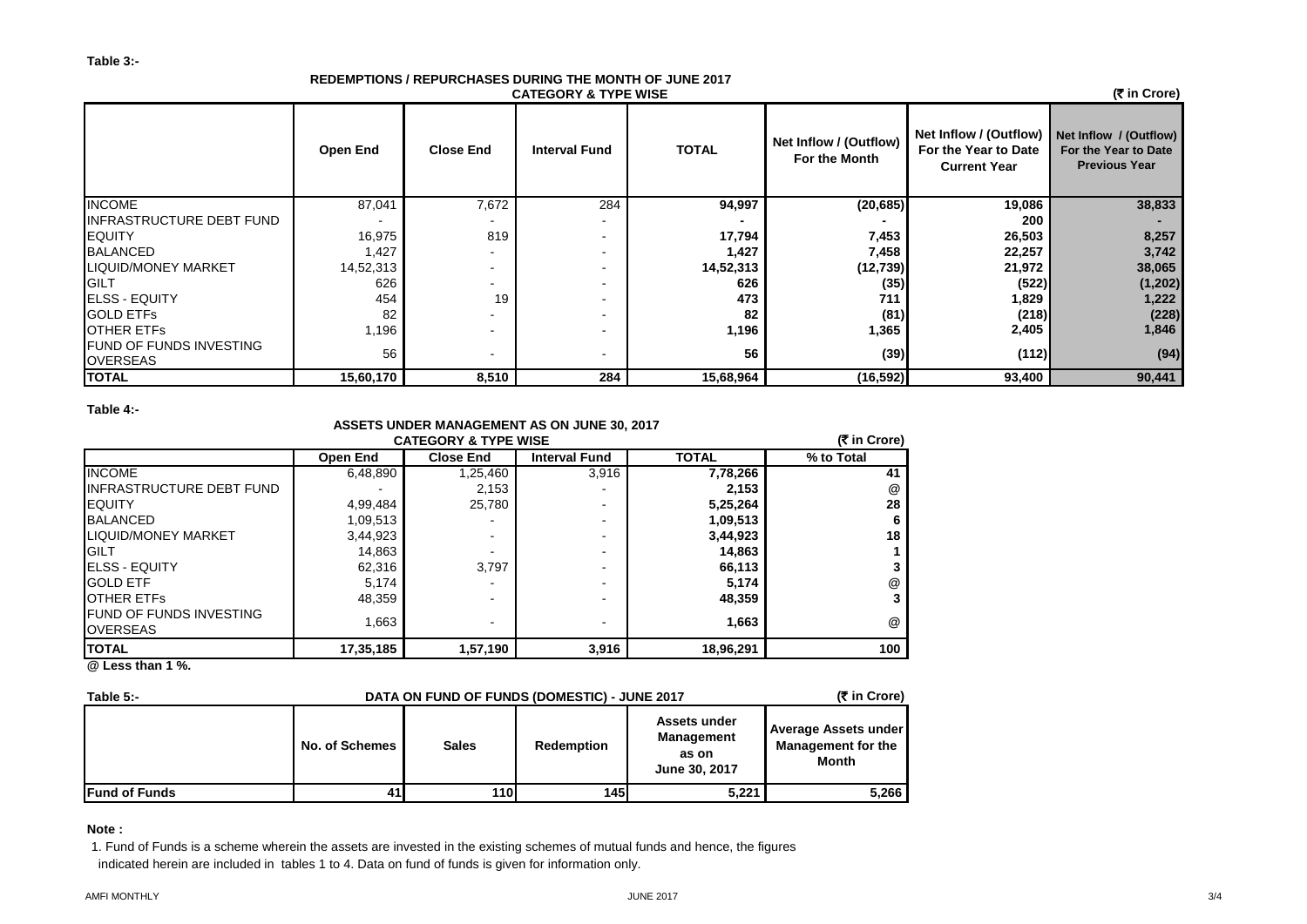**Table 3:-**

**REDEMPTIONS / REPURCHASES DURING THE MONTH OF JUNE 2017**
**CATEGORY & TYPE WISE**

**(₹ in Crore)**

| | Open End | Close End | Interval Fund | TOTAL | Net Inflow / (Outflow) For the Month | Net Inflow / (Outflow) For the Year to Date Current Year | Net Inflow / (Outflow) For the Year to Date Previous Year |
|---|---|---|---|---|---|---|---|
| INCOME | 87,041 | 7,672 | 284 | **94,997** | **(20,685)** | **19,086** | **38,833** |
| INFRASTRUCTURE DEBT FUND | - | - | - | **-** | **-** | **200** | **-** |
| EQUITY | 16,975 | 819 | - | **17,794** | **7,453** | **26,503** | **8,257** |
| BALANCED | 1,427 | - | - | **1,427** | **7,458** | **22,257** | **3,742** |
| LIQUID/MONEY MARKET | 14,52,313 | - | - | **14,52,313** | **(12,739)** | **21,972** | **38,065** |
| GILT | 626 | - | - | **626** | **(35)** | **(522)** | **(1,202)** |
| ELSS - EQUITY | 454 | 19 | - | **473** | **711** | **1,829** | **1,222** |
| GOLD ETFs | 82 | - | - | **82** | **(81)** | **(218)** | **(228)** |
| OTHER ETFs | 1,196 | - | - | **1,196** | **1,365** | **2,405** | **1,846** |
| FUND OF FUNDS INVESTING OVERSEAS | 56 | - | - | **56** | **(39)** | **(112)** | **(94)** |
| **TOTAL** | **15,60,170** | **8,510** | **284** | **15,68,964** | **(16,592)** | **93,400** | **90,441** |

**Table 4:-**

**ASSETS UNDER MANAGEMENT AS ON JUNE 30, 2017**
**CATEGORY & TYPE WISE**

**(₹ in Crore)**

| | Open End | Close End | Interval Fund | TOTAL | % to Total |
|---|---|---|---|---|---|
| INCOME | 6,48,890 | 1,25,460 | 3,916 | **7,78,266** | **41** |
| INFRASTRUCTURE DEBT FUND | - | 2,153 | - | **2,153** | @ |
| EQUITY | 4,99,484 | 25,780 | - | **5,25,264** | **28** |
| BALANCED | 1,09,513 | - | - | **1,09,513** | **6** |
| LIQUID/MONEY MARKET | 3,44,923 | - | - | **3,44,923** | **18** |
| GILT | 14,863 | - | - | **14,863** | **1** |
| ELSS - EQUITY | 62,316 | 3,797 | - | **66,113** | **3** |
| GOLD ETF | 5,174 | - | - | **5,174** | @ |
| OTHER ETFs | 48,359 | - | - | **48,359** | **3** |
| FUND OF FUNDS INVESTING OVERSEAS | 1,663 | - | - | **1,663** | @ |
| **TOTAL** | **17,35,185** | **1,57,190** | **3,916** | **18,96,291** | **100** |

**@ Less than 1 %.**

**Table 5:-**

**DATA ON FUND OF FUNDS (DOMESTIC) - JUNE 2017**

**(₹ in Crore)**

| | No. of Schemes | Sales | Redemption | Assets under Management as on June 30, 2017 | Average Assets under Management for the Month |
|---|---|---|---|---|---|
| **Fund of Funds** | **41** | **110** | **145** | **5,221** | **5,266** |

**Note :**

1. Fund of Funds is a scheme wherein the assets are invested in the existing schemes of mutual funds and hence, the figures indicated herein are included in tables 1 to 4. Data on fund of funds is given for information only.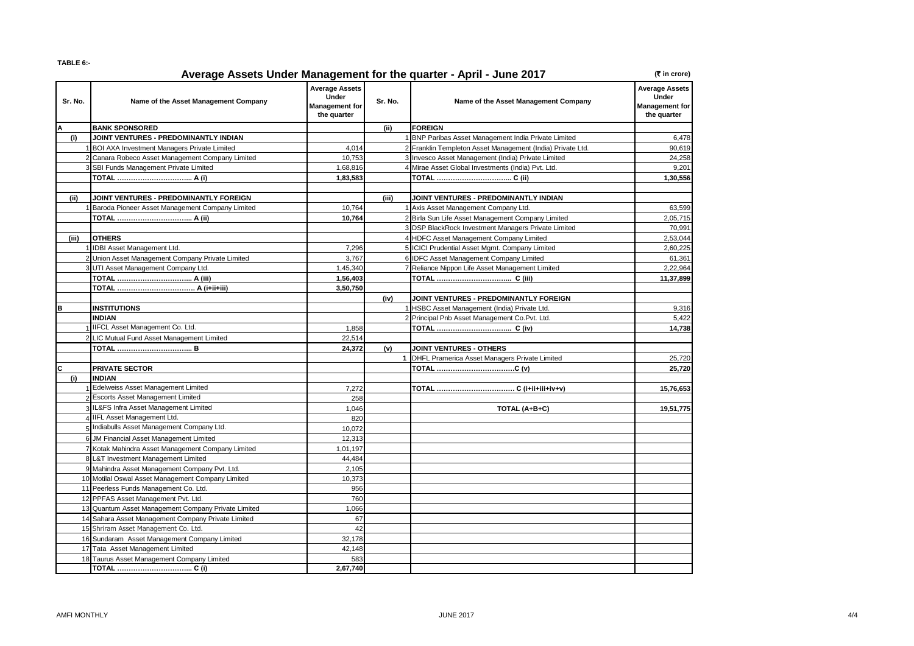**TABLE 6:-**

## Average Assets Under Management for the quarter - April - June 2017

(₹ in crore)

| Sr. No. | Name of the Asset Management Company | Average Assets Under Management for the quarter | Sr. No. | Name of the Asset Management Company | Average Assets Under Management for the quarter |
|---|---|---|---|---|---|
| A | **BANK SPONSORED** | | (ii) | **FOREIGN** | |
| (i) | **JOINT VENTURES - PREDOMINANTLY INDIAN** | | 1 | BNP Paribas Asset Management India Private Limited | 6,478 |
| 1 | BOI AXA Investment Managers Private Limited | 4,014 | 2 | Franklin Templeton Asset Management (India) Private Ltd. | 90,619 |
| 2 | Canara Robeco Asset Management Company Limited | 10,753 | 3 | Invesco Asset Management (India) Private Limited | 24,258 |
| 3 | SBI Funds Management Private Limited | 1,68,816 | 4 | Mirae Asset Global Investments (India) Pvt. Ltd. | 9,201 |
| | **TOTAL ………………………….. A (i)** | **1,83,583** | | **TOTAL ………………………….. C (ii)** | **1,30,556** |
| | | | | | |
| (ii) | **JOINT VENTURES - PREDOMINANTLY FOREIGN** | | (iii) | **JOINT VENTURES - PREDOMINANTLY INDIAN** | |
| 1 | Baroda Pioneer Asset Management Company Limited | 10,764 | 1 | Axis Asset Management Company Ltd. | 63,599 |
| | **TOTAL ………………………….. A (ii)** | **10,764** | 2 | Birla Sun Life Asset Management Company Limited | 2,05,715 |
| | | | 3 | DSP BlackRock Investment Managers Private Limited | 70,991 |
| (iii) | **OTHERS** | | 4 | HDFC Asset Management Company Limited | 2,53,044 |
| 1 | IDBI Asset Management Ltd. | 7,296 | 5 | ICICI Prudential Asset Mgmt. Company Limited | 2,60,225 |
| 2 | Union Asset Management Company Private Limited | 3,767 | 6 | IDFC Asset Management Company Limited | 61,361 |
| 3 | UTI Asset Management Company Ltd. | 1,45,340 | 7 | Reliance Nippon Life Asset Management Limited | 2,22,964 |
| | **TOTAL ………………………….. A (iii)** | **1,56,403** | | **TOTAL ………………………….. C (iii)** | **11,37,899** |
| | **TOTAL …………………………… A (i+ii+iii)** | **3,50,750** | | | |
| | | | (iv) | **JOINT VENTURES - PREDOMINANTLY FOREIGN** | |
| B | **INSTITUTIONS** | | 1 | HSBC Asset Management (India) Private Ltd. | 9,316 |
| | **INDIAN** | | 2 | Principal Pnb Asset Management Co.Pvt. Ltd. | 5,422 |
| 1 | IIFCL Asset Management Co. Ltd. | 1,858 | | **TOTAL ………………………….. C (iv)** | **14,738** |
| 2 | LIC Mutual Fund Asset Management Limited | 22,514 | | | |
| | **TOTAL ………………………….. B** | **24,372** | (v) | **JOINT VENTURES - OTHERS** | |
| | | | 1 | DHFL Pramerica Asset Managers Private Limited | 25,720 |
| C | **PRIVATE SECTOR** | | | **TOTAL ……………………………C (v)** | **25,720** |
| (i) | **INDIAN** | | | | |
| 1 | Edelweiss Asset Management Limited | 7,272 | | **TOTAL …………………………… C (i+ii+iii+iv+v)** | **15,76,653** |
| 2 | Escorts Asset Management Limited | 258 | | | |
| 3 | IL&FS Infra Asset Management Limited | 1,046 | | **TOTAL (A+B+C)** | **19,51,775** |
| 4 | IIFL Asset Management Ltd. | 820 | | | |
| 5 | Indiabulls Asset Management Company Ltd. | 10,072 | | | |
| 6 | JM Financial Asset Management Limited | 12,313 | | | |
| 7 | Kotak Mahindra Asset Management Company Ltd. | 1,01,197 | | | |
| 8 | L&T Investment Management Limited | 44,484 | | | |
| 9 | Mahindra Asset Management Company Pvt. Ltd. | 2,105 | | | |
| 10 | Motilal Oswal Asset Management Company Limited | 10,373 | | | |
| 11 | Peerless Funds Management Co. Ltd. | 956 | | | |
| 12 | PPFAS Asset Management Pvt. Ltd. | 760 | | | |
| 13 | Quantum Asset Management Company Private Limited | 1,066 | | | |
| 14 | Sahara Asset Management Company Private Limited | 67 | | | |
| 15 | Shriram Asset Management Co. Ltd. | 42 | | | |
| 16 | Sundaram Asset Management Company Limited | 32,178 | | | |
| 17 | Tata Asset Management Limited | 42,148 | | | |
| 18 | Taurus Asset Management Company Limited | 583 | | | |
| | **TOTAL ………………………….. C (i)** | **2,67,740** | | | |